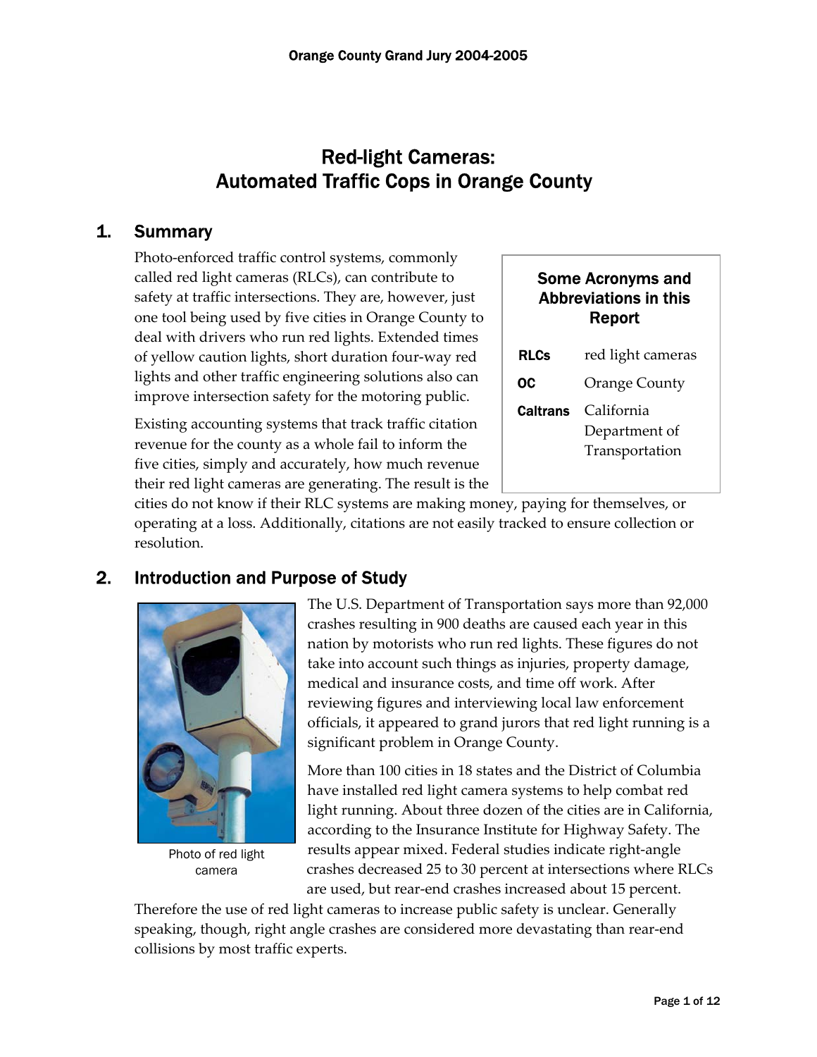# Red-light Cameras: Automated Traffic Cops in Orange County

## 1. Summary

Photo-enforced traffic control systems, commonly called red light cameras (RLCs), can contribute to safety at traffic intersections. They are, however, just one tool being used by five cities in Orange County to deal with drivers who run red lights. Extended times of yellow caution lights, short duration four-way red lights and other traffic engineering solutions also can improve intersection safety for the motoring public.

Existing accounting systems that track traffic citation revenue for the county as a whole fail to inform the five cities, simply and accurately, how much revenue their red light cameras are generating. The result is the cities do not know if their RLC systems are making money, paying for themselves, or operating at a loss. Additionally, citations are not easily tracked to ensure collection or resolution.

**Some Acronyms and Abbreviations in this Report**

| | |
|---|---|
| **RLCs** | red light cameras |
| **OC** | Orange County |
| **Caltrans** | California Department of Transportation |

## 2. Introduction and Purpose of Study

Photo of red light camera

The U.S. Department of Transportation says more than 92,000 crashes resulting in 900 deaths are caused each year in this nation by motorists who run red lights. These figures do not take into account such things as injuries, property damage, medical and insurance costs, and time off work. After reviewing figures and interviewing local law enforcement officials, it appeared to grand jurors that red light running is a significant problem in Orange County.

More than 100 cities in 18 states and the District of Columbia have installed red light camera systems to help combat red light running. About three dozen of the cities are in California, according to the Insurance Institute for Highway Safety. The results appear mixed. Federal studies indicate right-angle crashes decreased 25 to 30 percent at intersections where RLCs are used, but rear-end crashes increased about 15 percent. Therefore the use of red light cameras to increase public safety is unclear. Generally speaking, though, right angle crashes are considered more devastating than rear-end collisions by most traffic experts.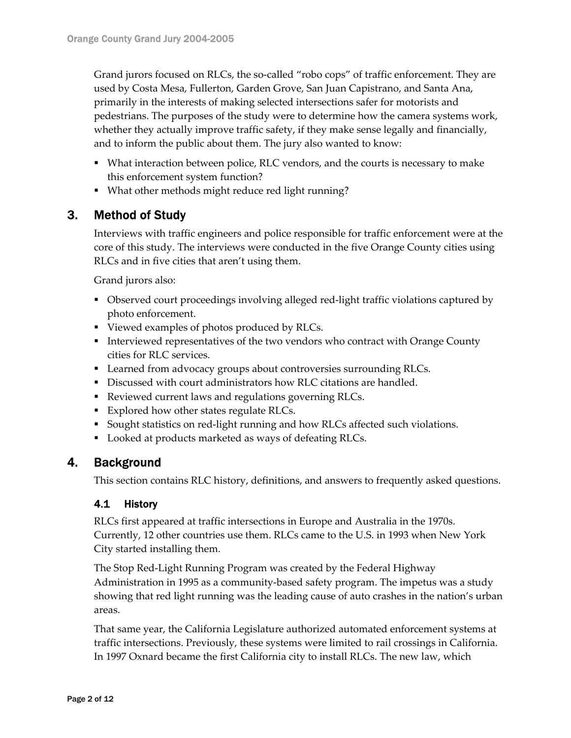Grand jurors focused on RLCs, the so-called "robo cops" of traffic enforcement. They are used by Costa Mesa, Fullerton, Garden Grove, San Juan Capistrano, and Santa Ana, primarily in the interests of making selected intersections safer for motorists and pedestrians. The purposes of the study were to determine how the camera systems work, whether they actually improve traffic safety, if they make sense legally and financially, and to inform the public about them. The jury also wanted to know:

- What interaction between police, RLC vendors, and the courts is necessary to make this enforcement system function?
- What other methods might reduce red light running?

## 3. Method of Study

Interviews with traffic engineers and police responsible for traffic enforcement were at the core of this study. The interviews were conducted in the five Orange County cities using RLCs and in five cities that aren't using them.

Grand jurors also:

- Observed court proceedings involving alleged red-light traffic violations captured by photo enforcement.
- Viewed examples of photos produced by RLCs.
- Interviewed representatives of the two vendors who contract with Orange County cities for RLC services.
- Learned from advocacy groups about controversies surrounding RLCs.
- Discussed with court administrators how RLC citations are handled.
- Reviewed current laws and regulations governing RLCs.
- Explored how other states regulate RLCs.
- Sought statistics on red-light running and how RLCs affected such violations.
- Looked at products marketed as ways of defeating RLCs.

## 4. Background

This section contains RLC history, definitions, and answers to frequently asked questions.

### 4.1 History

RLCs first appeared at traffic intersections in Europe and Australia in the 1970s. Currently, 12 other countries use them. RLCs came to the U.S. in 1993 when New York City started installing them.

The Stop Red-Light Running Program was created by the Federal Highway Administration in 1995 as a community-based safety program. The impetus was a study showing that red light running was the leading cause of auto crashes in the nation's urban areas.

That same year, the California Legislature authorized automated enforcement systems at traffic intersections. Previously, these systems were limited to rail crossings in California. In 1997 Oxnard became the first California city to install RLCs. The new law, which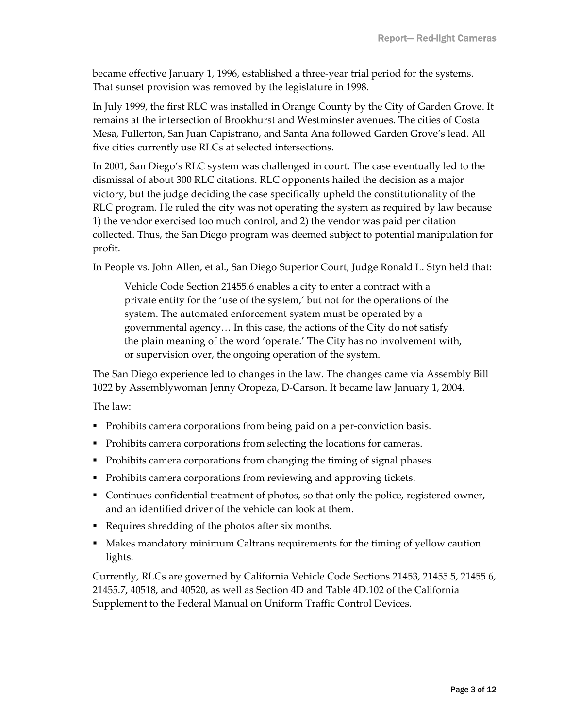became effective January 1, 1996, established a three-year trial period for the systems. That sunset provision was removed by the legislature in 1998.

In July 1999, the first RLC was installed in Orange County by the City of Garden Grove. It remains at the intersection of Brookhurst and Westminster avenues. The cities of Costa Mesa, Fullerton, San Juan Capistrano, and Santa Ana followed Garden Grove's lead. All five cities currently use RLCs at selected intersections.

In 2001, San Diego's RLC system was challenged in court. The case eventually led to the dismissal of about 300 RLC citations. RLC opponents hailed the decision as a major victory, but the judge deciding the case specifically upheld the constitutionality of the RLC program. He ruled the city was not operating the system as required by law because 1) the vendor exercised too much control, and 2) the vendor was paid per citation collected. Thus, the San Diego program was deemed subject to potential manipulation for profit.

In People vs. John Allen, et al., San Diego Superior Court, Judge Ronald L. Styn held that:

> Vehicle Code Section 21455.6 enables a city to enter a contract with a private entity for the 'use of the system,' but not for the operations of the system. The automated enforcement system must be operated by a governmental agency… In this case, the actions of the City do not satisfy the plain meaning of the word 'operate.' The City has no involvement with, or supervision over, the ongoing operation of the system.

The San Diego experience led to changes in the law. The changes came via Assembly Bill 1022 by Assemblywoman Jenny Oropeza, D-Carson. It became law January 1, 2004.

The law:

- Prohibits camera corporations from being paid on a per-conviction basis.
- Prohibits camera corporations from selecting the locations for cameras.
- Prohibits camera corporations from changing the timing of signal phases.
- Prohibits camera corporations from reviewing and approving tickets.
- Continues confidential treatment of photos, so that only the police, registered owner, and an identified driver of the vehicle can look at them.
- Requires shredding of the photos after six months.
- Makes mandatory minimum Caltrans requirements for the timing of yellow caution lights.

Currently, RLCs are governed by California Vehicle Code Sections 21453, 21455.5, 21455.6, 21455.7, 40518, and 40520, as well as Section 4D and Table 4D.102 of the California Supplement to the Federal Manual on Uniform Traffic Control Devices.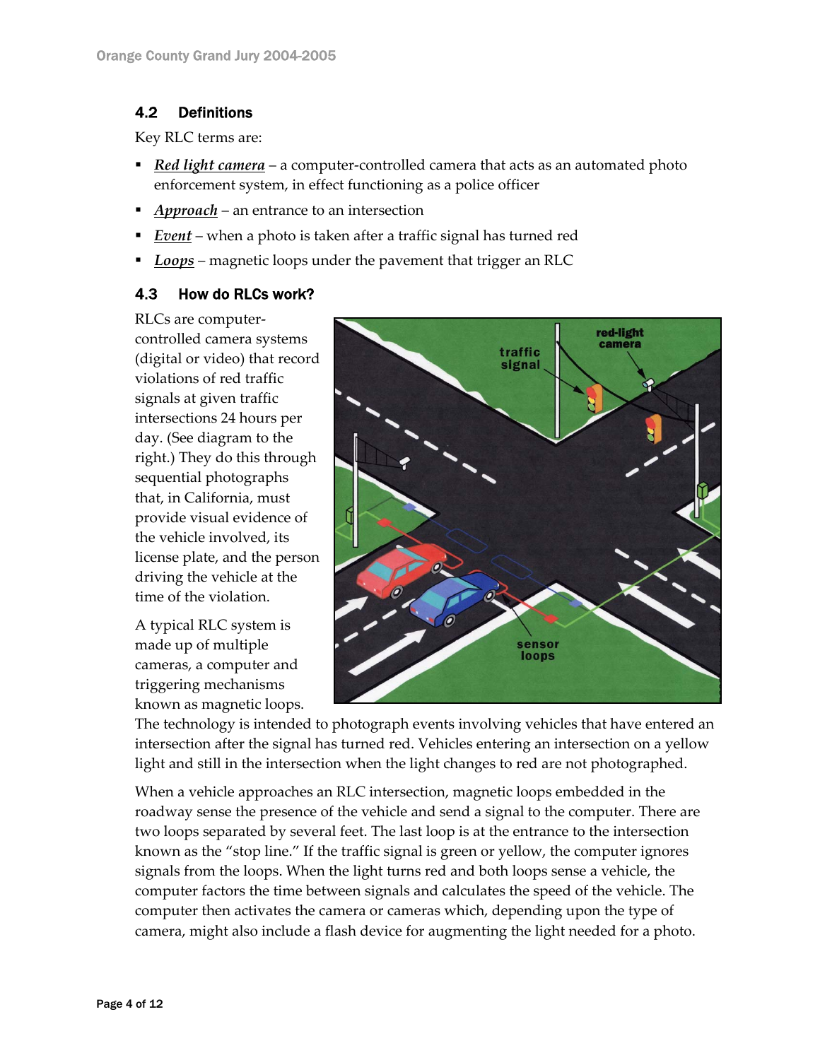## 4.2 Definitions

Key RLC terms are:

- ***Red light camera*** – a computer-controlled camera that acts as an automated photo enforcement system, in effect functioning as a police officer
- ***Approach*** – an entrance to an intersection
- ***Event*** – when a photo is taken after a traffic signal has turned red
- ***Loops*** – magnetic loops under the pavement that trigger an RLC

## 4.3 How do RLCs work?

RLCs are computer-controlled camera systems (digital or video) that record violations of red traffic signals at given traffic intersections 24 hours per day. (See diagram to the right.) They do this through sequential photographs that, in California, must provide visual evidence of the vehicle involved, its license plate, and the person driving the vehicle at the time of the violation.

A typical RLC system is made up of multiple cameras, a computer and triggering mechanisms known as magnetic loops. The technology is intended to photograph events involving vehicles that have entered an intersection after the signal has turned red. Vehicles entering an intersection on a yellow light and still in the intersection when the light changes to red are not photographed.

When a vehicle approaches an RLC intersection, magnetic loops embedded in the roadway sense the presence of the vehicle and send a signal to the computer. There are two loops separated by several feet. The last loop is at the entrance to the intersection known as the "stop line." If the traffic signal is green or yellow, the computer ignores signals from the loops. When the light turns red and both loops sense a vehicle, the computer factors the time between signals and calculates the speed of the vehicle. The computer then activates the camera or cameras which, depending upon the type of camera, might also include a flash device for augmenting the light needed for a photo.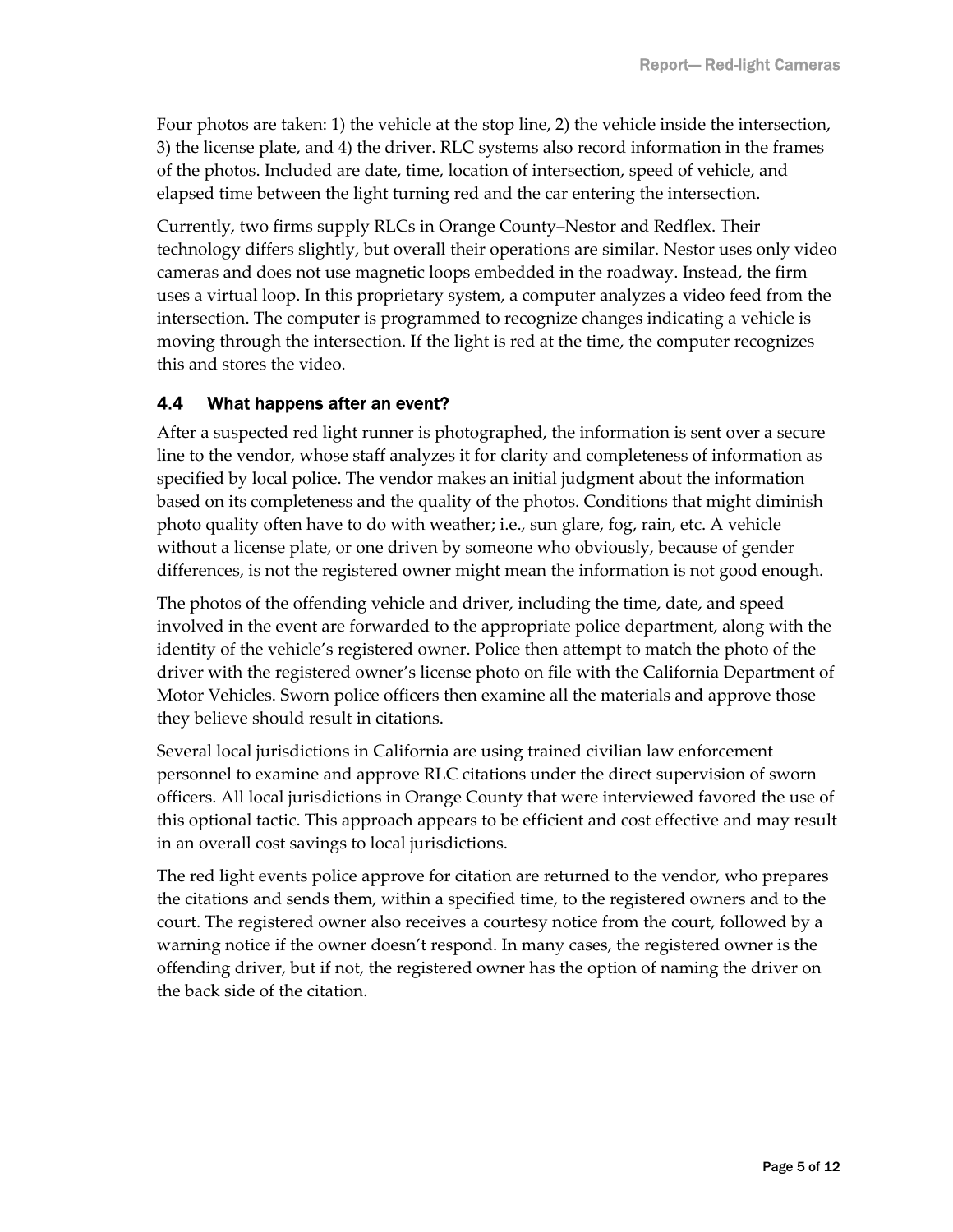Four photos are taken: 1) the vehicle at the stop line, 2) the vehicle inside the intersection, 3) the license plate, and 4) the driver. RLC systems also record information in the frames of the photos. Included are date, time, location of intersection, speed of vehicle, and elapsed time between the light turning red and the car entering the intersection.

Currently, two firms supply RLCs in Orange County–Nestor and Redflex. Their technology differs slightly, but overall their operations are similar. Nestor uses only video cameras and does not use magnetic loops embedded in the roadway. Instead, the firm uses a virtual loop. In this proprietary system, a computer analyzes a video feed from the intersection. The computer is programmed to recognize changes indicating a vehicle is moving through the intersection. If the light is red at the time, the computer recognizes this and stores the video.

### 4.4 What happens after an event?

After a suspected red light runner is photographed, the information is sent over a secure line to the vendor, whose staff analyzes it for clarity and completeness of information as specified by local police. The vendor makes an initial judgment about the information based on its completeness and the quality of the photos. Conditions that might diminish photo quality often have to do with weather; i.e., sun glare, fog, rain, etc. A vehicle without a license plate, or one driven by someone who obviously, because of gender differences, is not the registered owner might mean the information is not good enough.

The photos of the offending vehicle and driver, including the time, date, and speed involved in the event are forwarded to the appropriate police department, along with the identity of the vehicle's registered owner. Police then attempt to match the photo of the driver with the registered owner's license photo on file with the California Department of Motor Vehicles. Sworn police officers then examine all the materials and approve those they believe should result in citations.

Several local jurisdictions in California are using trained civilian law enforcement personnel to examine and approve RLC citations under the direct supervision of sworn officers. All local jurisdictions in Orange County that were interviewed favored the use of this optional tactic. This approach appears to be efficient and cost effective and may result in an overall cost savings to local jurisdictions.

The red light events police approve for citation are returned to the vendor, who prepares the citations and sends them, within a specified time, to the registered owners and to the court. The registered owner also receives a courtesy notice from the court, followed by a warning notice if the owner doesn't respond. In many cases, the registered owner is the offending driver, but if not, the registered owner has the option of naming the driver on the back side of the citation.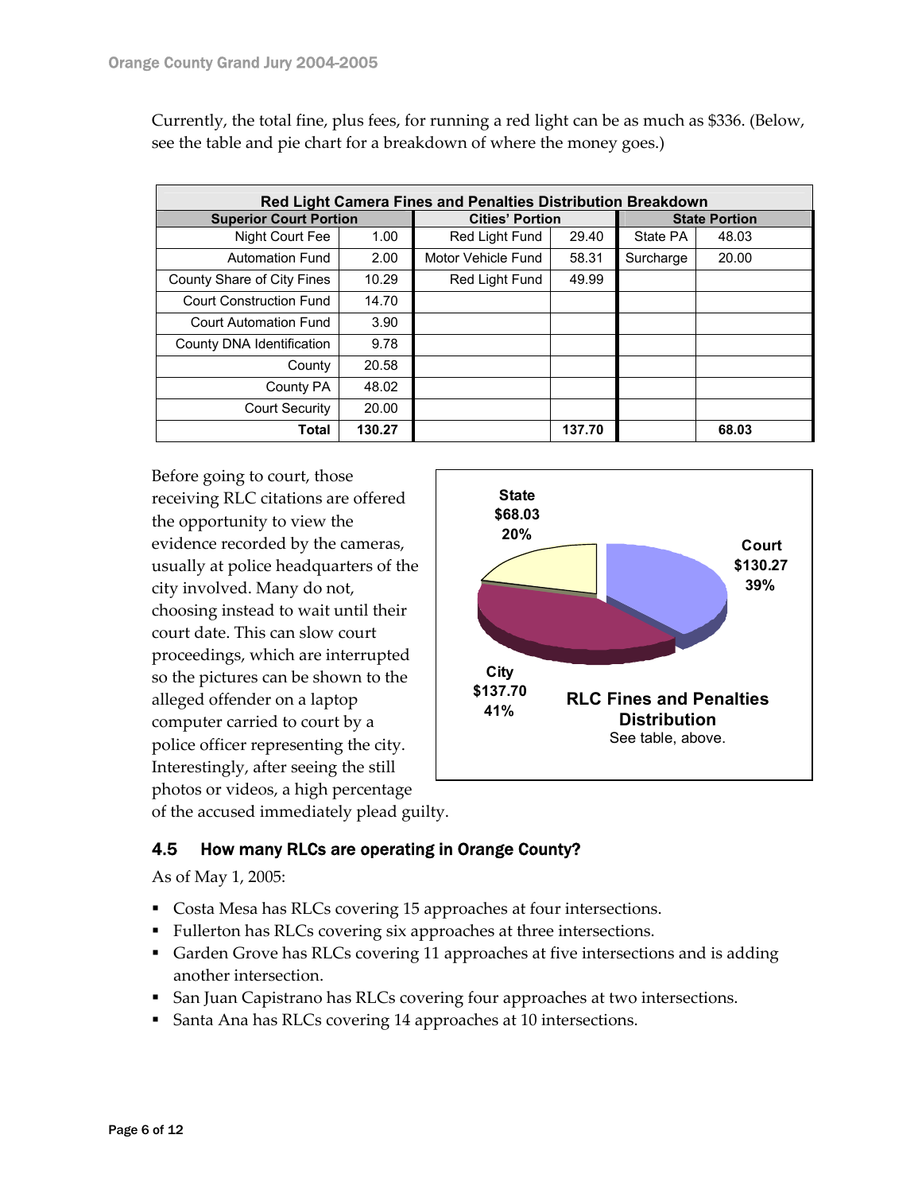Currently, the total fine, plus fees, for running a red light can be as much as $336. (Below, see the table and pie chart for a breakdown of where the money goes.)

| Red Light Camera Fines and Penalties Distribution Breakdown | | | | | |
|---|---|---|---|---|---|
| **Superior Court Portion** | | **Cities' Portion** | | **State Portion** | |
| Night Court Fee | 1.00 | Red Light Fund | 29.40 | State PA | 48.03 |
| Automation Fund | 2.00 | Motor Vehicle Fund | 58.31 | Surcharge | 20.00 |
| County Share of City Fines | 10.29 | Red Light Fund | 49.99 | | |
| Court Construction Fund | 14.70 | | | | |
| Court Automation Fund | 3.90 | | | | |
| County DNA Identification | 9.78 | | | | |
| County | 20.58 | | | | |
| County PA | 48.02 | | | | |
| Court Security | 20.00 | | | | |
| **Total** | **130.27** | | **137.70** | | **68.03** |

Before going to court, those receiving RLC citations are offered the opportunity to view the evidence recorded by the cameras, usually at police headquarters of the city involved. Many do not, choosing instead to wait until their court date. This can slow court proceedings, which are interrupted so the pictures can be shown to the alleged offender on a laptop computer carried to court by a police officer representing the city. Interestingly, after seeing the still photos or videos, a high percentage of the accused immediately plead guilty.

**RLC Fines and Penalties Distribution**

See table, above.

| Portion | Amount | Percent |
|---|---|---|
| State | $68.03 | 20% |
| Court | $130.27 | 39% |
| City | $137.70 | 41% |

### 4.5 How many RLCs are operating in Orange County?

As of May 1, 2005:

- Costa Mesa has RLCs covering 15 approaches at four intersections.
- Fullerton has RLCs covering six approaches at three intersections.
- Garden Grove has RLCs covering 11 approaches at five intersections and is adding another intersection.
- San Juan Capistrano has RLCs covering four approaches at two intersections.
- Santa Ana has RLCs covering 14 approaches at 10 intersections.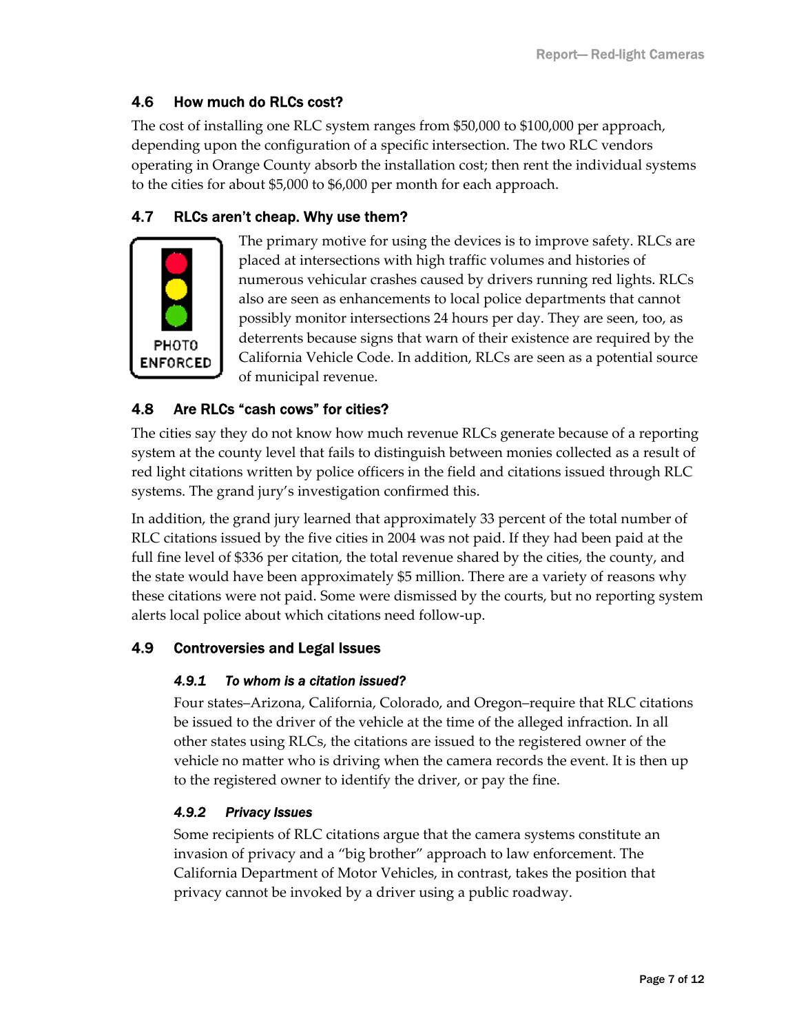## 4.6 How much do RLCs cost?

The cost of installing one RLC system ranges from $50,000 to $100,000 per approach, depending upon the configuration of a specific intersection. The two RLC vendors operating in Orange County absorb the installation cost; then rent the individual systems to the cities for about $5,000 to $6,000 per month for each approach.

## 4.7 RLCs aren't cheap. Why use them?

PHOTO ENFORCED

The primary motive for using the devices is to improve safety. RLCs are placed at intersections with high traffic volumes and histories of numerous vehicular crashes caused by drivers running red lights. RLCs also are seen as enhancements to local police departments that cannot possibly monitor intersections 24 hours per day. They are seen, too, as deterrents because signs that warn of their existence are required by the California Vehicle Code. In addition, RLCs are seen as a potential source of municipal revenue.

## 4.8 Are RLCs "cash cows" for cities?

The cities say they do not know how much revenue RLCs generate because of a reporting system at the county level that fails to distinguish between monies collected as a result of red light citations written by police officers in the field and citations issued through RLC systems. The grand jury's investigation confirmed this.

In addition, the grand jury learned that approximately 33 percent of the total number of RLC citations issued by the five cities in 2004 was not paid. If they had been paid at the full fine level of $336 per citation, the total revenue shared by the cities, the county, and the state would have been approximately $5 million. There are a variety of reasons why these citations were not paid. Some were dismissed by the courts, but no reporting system alerts local police about which citations need follow-up.

## 4.9 Controversies and Legal Issues

### *4.9.1 To whom is a citation issued?*

Four states–Arizona, California, Colorado, and Oregon–require that RLC citations be issued to the driver of the vehicle at the time of the alleged infraction. In all other states using RLCs, the citations are issued to the registered owner of the vehicle no matter who is driving when the camera records the event. It is then up to the registered owner to identify the driver, or pay the fine.

### *4.9.2 Privacy Issues*

Some recipients of RLC citations argue that the camera systems constitute an invasion of privacy and a "big brother" approach to law enforcement. The California Department of Motor Vehicles, in contrast, takes the position that privacy cannot be invoked by a driver using a public roadway.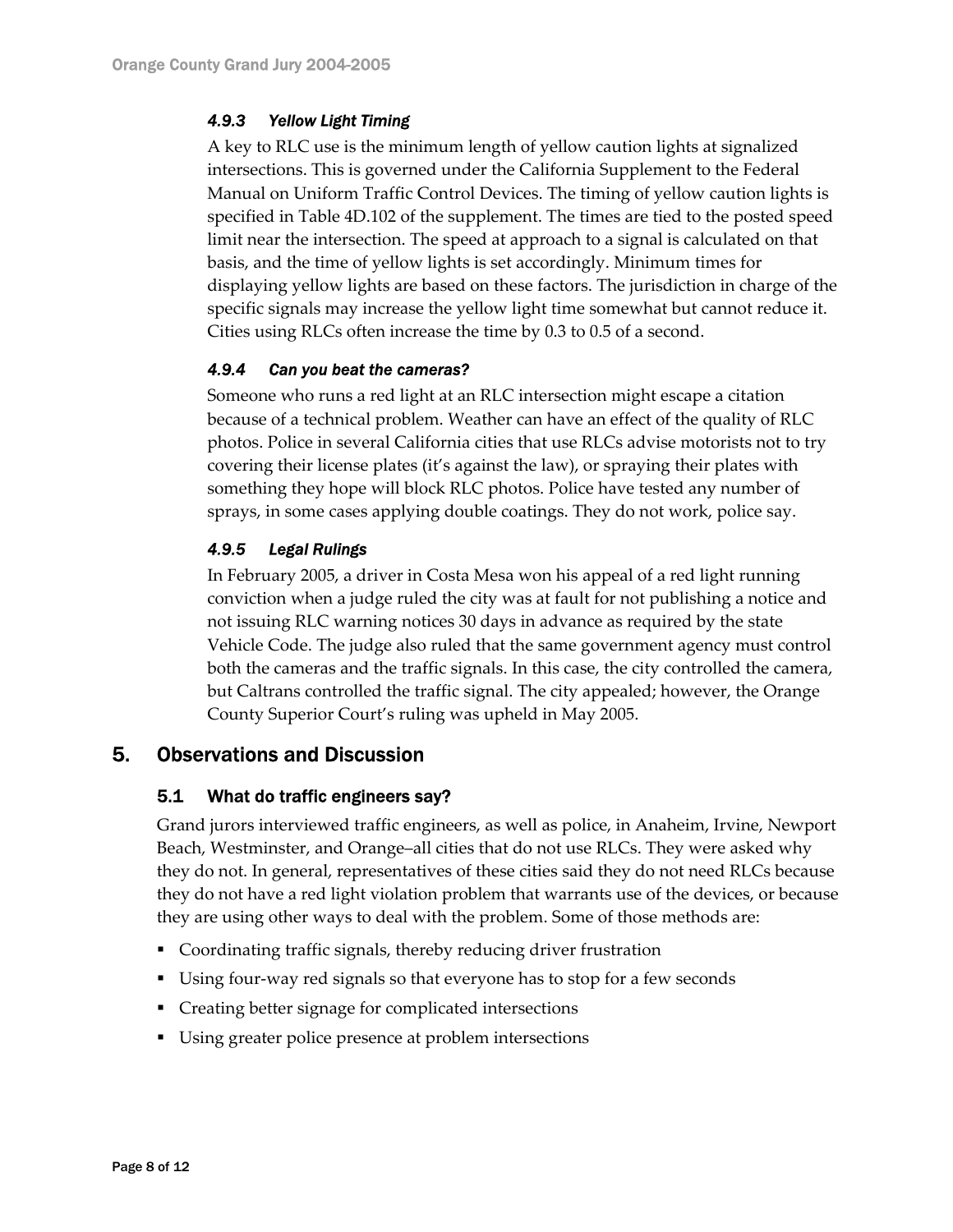#### *4.9.3 Yellow Light Timing*

A key to RLC use is the minimum length of yellow caution lights at signalized intersections. This is governed under the California Supplement to the Federal Manual on Uniform Traffic Control Devices. The timing of yellow caution lights is specified in Table 4D.102 of the supplement. The times are tied to the posted speed limit near the intersection. The speed at approach to a signal is calculated on that basis, and the time of yellow lights is set accordingly. Minimum times for displaying yellow lights are based on these factors. The jurisdiction in charge of the specific signals may increase the yellow light time somewhat but cannot reduce it. Cities using RLCs often increase the time by 0.3 to 0.5 of a second.

#### *4.9.4 Can you beat the cameras?*

Someone who runs a red light at an RLC intersection might escape a citation because of a technical problem. Weather can have an effect of the quality of RLC photos. Police in several California cities that use RLCs advise motorists not to try covering their license plates (it's against the law), or spraying their plates with something they hope will block RLC photos. Police have tested any number of sprays, in some cases applying double coatings. They do not work, police say.

#### *4.9.5 Legal Rulings*

In February 2005, a driver in Costa Mesa won his appeal of a red light running conviction when a judge ruled the city was at fault for not publishing a notice and not issuing RLC warning notices 30 days in advance as required by the state Vehicle Code. The judge also ruled that the same government agency must control both the cameras and the traffic signals. In this case, the city controlled the camera, but Caltrans controlled the traffic signal. The city appealed; however, the Orange County Superior Court's ruling was upheld in May 2005.

## 5. Observations and Discussion

### 5.1 What do traffic engineers say?

Grand jurors interviewed traffic engineers, as well as police, in Anaheim, Irvine, Newport Beach, Westminster, and Orange–all cities that do not use RLCs. They were asked why they do not. In general, representatives of these cities said they do not need RLCs because they do not have a red light violation problem that warrants use of the devices, or because they are using other ways to deal with the problem. Some of those methods are:

- Coordinating traffic signals, thereby reducing driver frustration
- Using four-way red signals so that everyone has to stop for a few seconds
- Creating better signage for complicated intersections
- Using greater police presence at problem intersections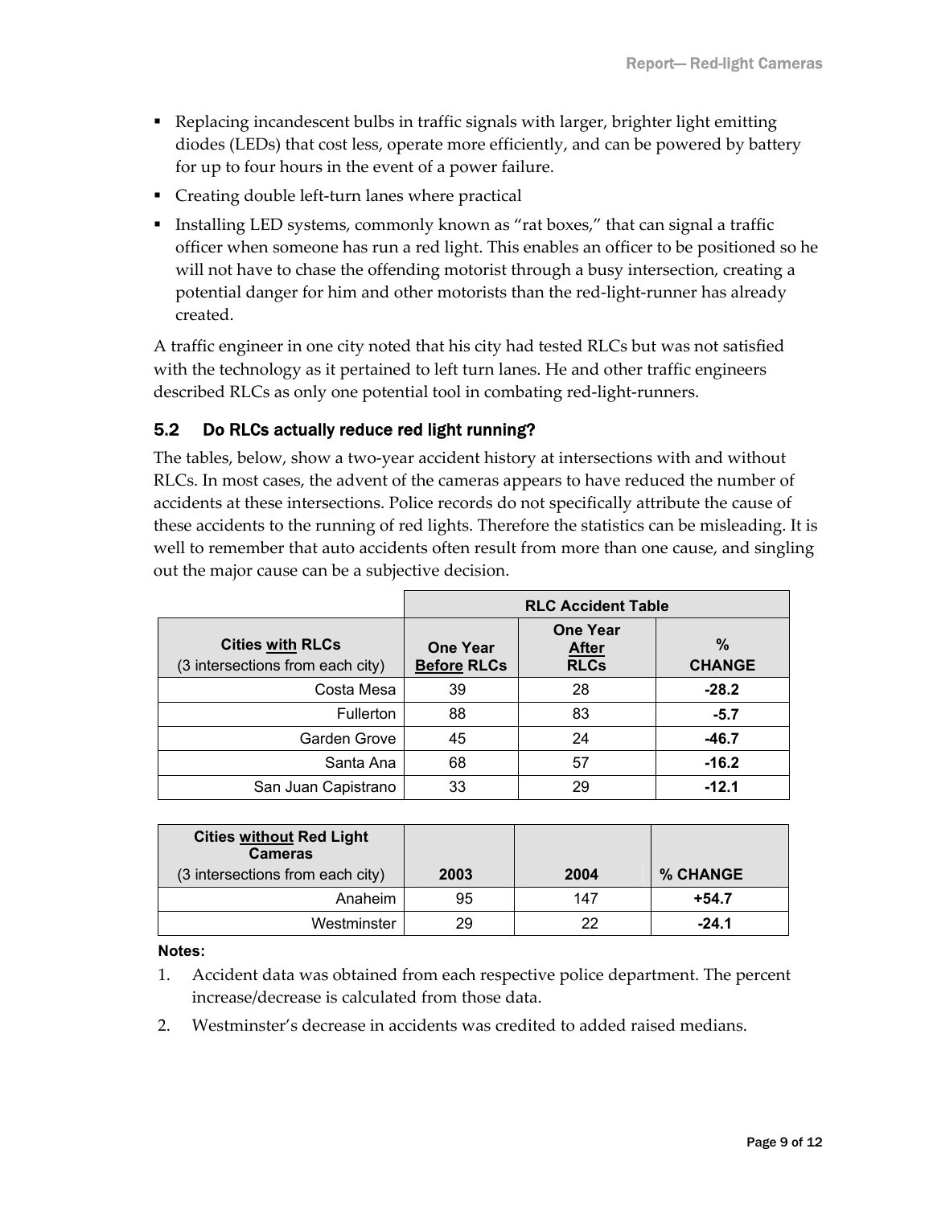- Replacing incandescent bulbs in traffic signals with larger, brighter light emitting diodes (LEDs) that cost less, operate more efficiently, and can be powered by battery for up to four hours in the event of a power failure.
- Creating double left-turn lanes where practical
- Installing LED systems, commonly known as "rat boxes," that can signal a traffic officer when someone has run a red light. This enables an officer to be positioned so he will not have to chase the offending motorist through a busy intersection, creating a potential danger for him and other motorists than the red-light-runner has already created.

A traffic engineer in one city noted that his city had tested RLCs but was not satisfied with the technology as it pertained to left turn lanes. He and other traffic engineers described RLCs as only one potential tool in combating red-light-runners.

## 5.2 Do RLCs actually reduce red light running?

The tables, below, show a two-year accident history at intersections with and without RLCs. In most cases, the advent of the cameras appears to have reduced the number of accidents at these intersections. Police records do not specifically attribute the cause of these accidents to the running of red lights. Therefore the statistics can be misleading. It is well to remember that auto accidents often result from more than one cause, and singling out the major cause can be a subjective decision.

| | RLC Accident Table | | |
|---|---|---|---|
| **Cities with RLCs** (3 intersections from each city) | **One Year Before RLCs** | **One Year After RLCs** | **% CHANGE** |
| Costa Mesa | 39 | 28 | **-28.2** |
| Fullerton | 88 | 83 | **-5.7** |
| Garden Grove | 45 | 24 | **-46.7** |
| Santa Ana | 68 | 57 | **-16.2** |
| San Juan Capistrano | 33 | 29 | **-12.1** |

| **Cities without Red Light Cameras** (3 intersections from each city) | **2003** | **2004** | **% CHANGE** |
|---|---|---|---|
| Anaheim | 95 | 147 | **+54.7** |
| Westminster | 29 | 22 | **-24.1** |

**Notes:**

1. Accident data was obtained from each respective police department. The percent increase/decrease is calculated from those data.
2. Westminster's decrease in accidents was credited to added raised medians.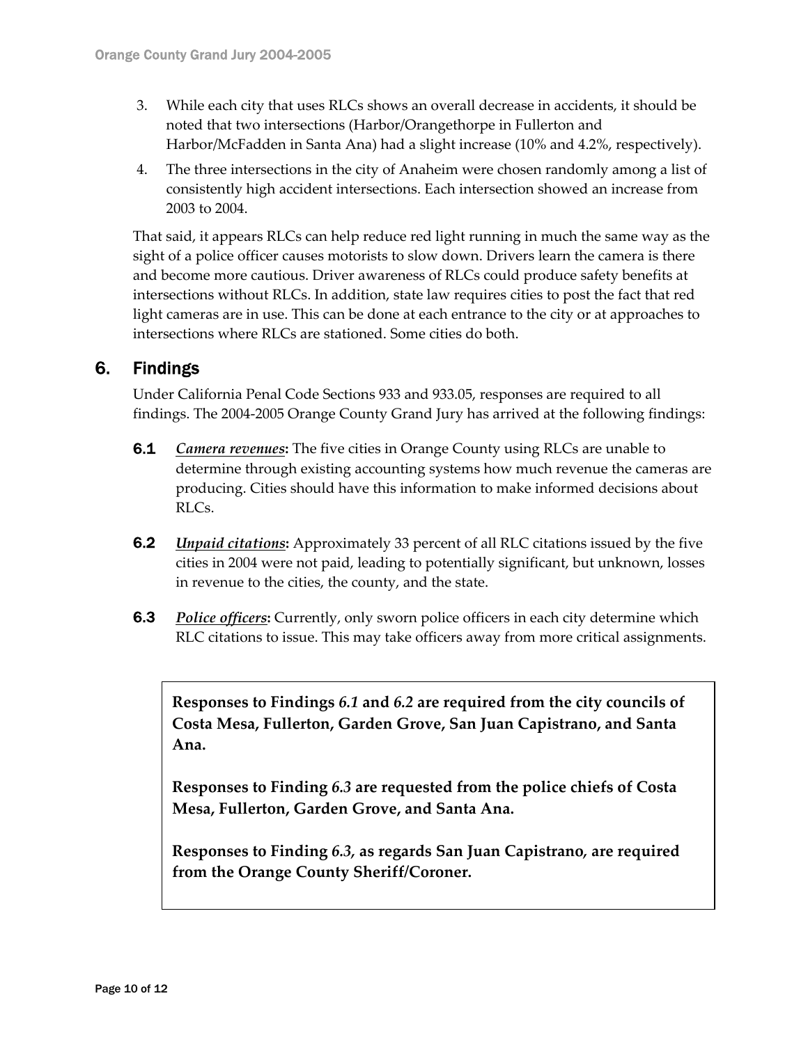3. While each city that uses RLCs shows an overall decrease in accidents, it should be noted that two intersections (Harbor/Orangethorpe in Fullerton and Harbor/McFadden in Santa Ana) had a slight increase (10% and 4.2%, respectively).
4. The three intersections in the city of Anaheim were chosen randomly among a list of consistently high accident intersections. Each intersection showed an increase from 2003 to 2004.

That said, it appears RLCs can help reduce red light running in much the same way as the sight of a police officer causes motorists to slow down. Drivers learn the camera is there and become more cautious. Driver awareness of RLCs could produce safety benefits at intersections without RLCs. In addition, state law requires cities to post the fact that red light cameras are in use. This can be done at each entrance to the city or at approaches to intersections where RLCs are stationed. Some cities do both.

## 6. Findings

Under California Penal Code Sections 933 and 933.05, responses are required to all findings. The 2004-2005 Orange County Grand Jury has arrived at the following findings:

**6.1** ***Camera revenues*:** The five cities in Orange County using RLCs are unable to determine through existing accounting systems how much revenue the cameras are producing. Cities should have this information to make informed decisions about RLCs.

**6.2** ***Unpaid citations*:** Approximately 33 percent of all RLC citations issued by the five cities in 2004 were not paid, leading to potentially significant, but unknown, losses in revenue to the cities, the county, and the state.

**6.3** ***Police officers*:** Currently, only sworn police officers in each city determine which RLC citations to issue. This may take officers away from more critical assignments.

**Responses to Findings *6.1* and *6.2* are required from the city councils of Costa Mesa, Fullerton, Garden Grove, San Juan Capistrano, and Santa Ana.**

**Responses to Finding *6.3* are requested from the police chiefs of Costa Mesa, Fullerton, Garden Grove, and Santa Ana.**

**Responses to Finding *6.3*, as regards San Juan Capistrano, are required from the Orange County Sheriff/Coroner.**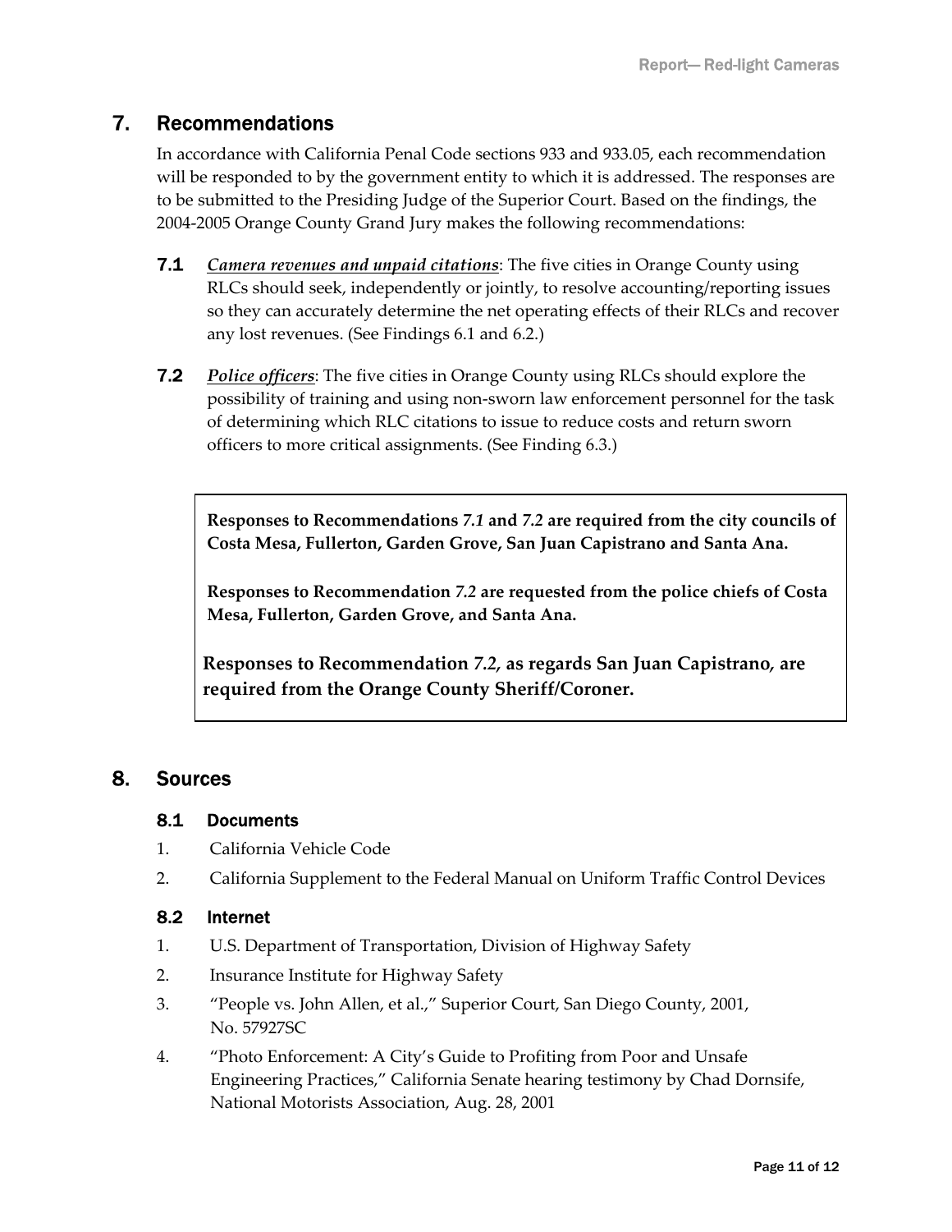## 7. Recommendations

In accordance with California Penal Code sections 933 and 933.05, each recommendation will be responded to by the government entity to which it is addressed. The responses are to be submitted to the Presiding Judge of the Superior Court. Based on the findings, the 2004-2005 Orange County Grand Jury makes the following recommendations:

**7.1** ***Camera revenues and unpaid citations***: The five cities in Orange County using RLCs should seek, independently or jointly, to resolve accounting/reporting issues so they can accurately determine the net operating effects of their RLCs and recover any lost revenues. (See Findings 6.1 and 6.2.)

**7.2** ***Police officers***: The five cities in Orange County using RLCs should explore the possibility of training and using non-sworn law enforcement personnel for the task of determining which RLC citations to issue to reduce costs and return sworn officers to more critical assignments. (See Finding 6.3.)

**Responses to Recommendations *7.1* and *7.2* are required from the city councils of Costa Mesa, Fullerton, Garden Grove, San Juan Capistrano and Santa Ana.**

**Responses to Recommendation *7.2* are requested from the police chiefs of Costa Mesa, Fullerton, Garden Grove, and Santa Ana.**

**Responses to Recommendation *7.2*, as regards San Juan Capistrano, are required from the Orange County Sheriff/Coroner.**

## 8. Sources

### 8.1 Documents

1. California Vehicle Code
2. California Supplement to the Federal Manual on Uniform Traffic Control Devices

### 8.2 Internet

1. U.S. Department of Transportation, Division of Highway Safety
2. Insurance Institute for Highway Safety
3. "People vs. John Allen, et al.," Superior Court, San Diego County, 2001, No. 57927SC
4. "Photo Enforcement: A City's Guide to Profiting from Poor and Unsafe Engineering Practices," California Senate hearing testimony by Chad Dornsife, National Motorists Association, Aug. 28, 2001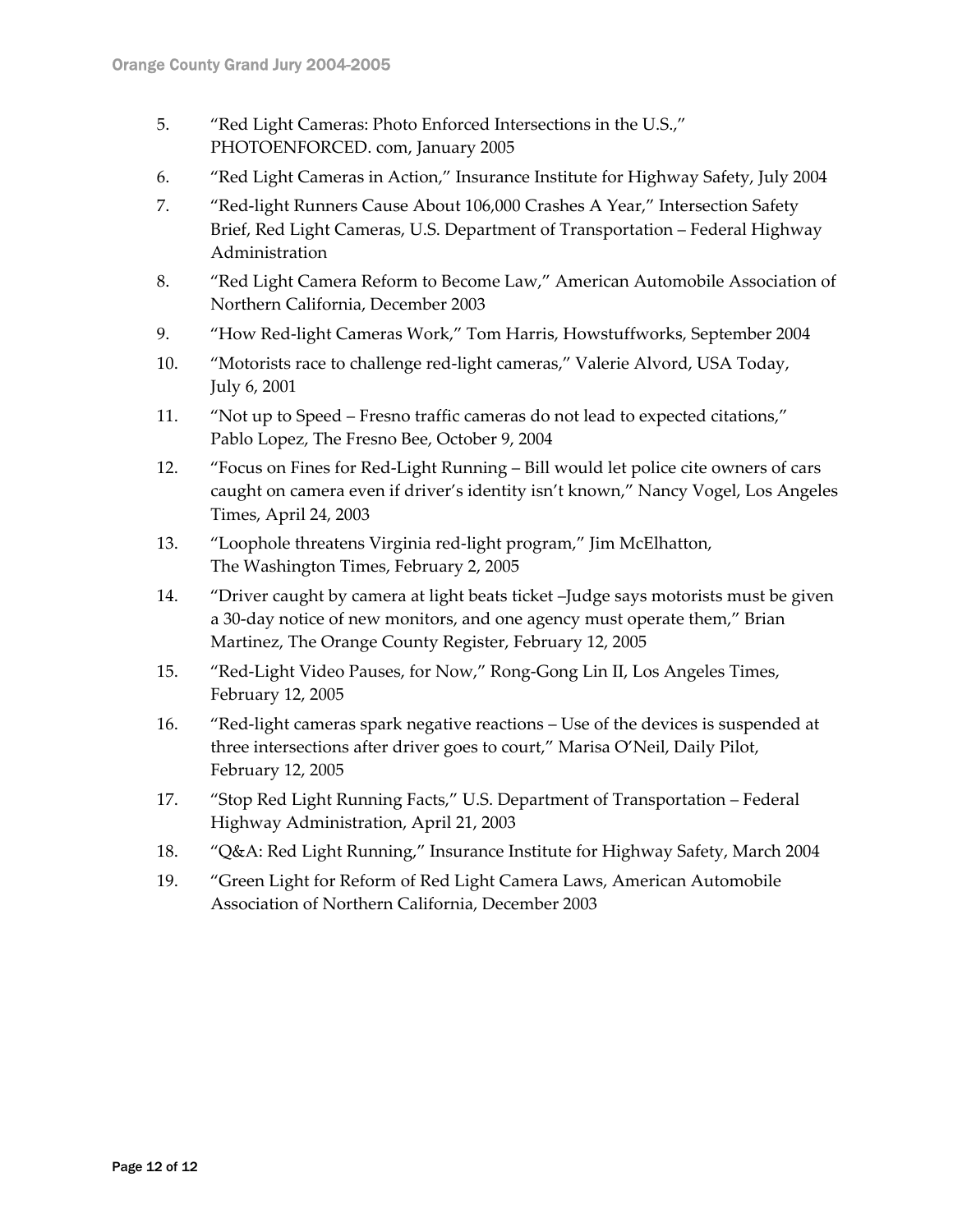5. "Red Light Cameras: Photo Enforced Intersections in the U.S.," PHOTOENFORCED. com, January 2005
6. "Red Light Cameras in Action," Insurance Institute for Highway Safety, July 2004
7. "Red-light Runners Cause About 106,000 Crashes A Year," Intersection Safety Brief, Red Light Cameras, U.S. Department of Transportation – Federal Highway Administration
8. "Red Light Camera Reform to Become Law," American Automobile Association of Northern California, December 2003
9. "How Red-light Cameras Work," Tom Harris, Howstuffworks, September 2004
10. "Motorists race to challenge red-light cameras," Valerie Alvord, USA Today, July 6, 2001
11. "Not up to Speed – Fresno traffic cameras do not lead to expected citations," Pablo Lopez, The Fresno Bee, October 9, 2004
12. "Focus on Fines for Red-Light Running – Bill would let police cite owners of cars caught on camera even if driver's identity isn't known," Nancy Vogel, Los Angeles Times, April 24, 2003
13. "Loophole threatens Virginia red-light program," Jim McElhatton, The Washington Times, February 2, 2005
14. "Driver caught by camera at light beats ticket –Judge says motorists must be given a 30-day notice of new monitors, and one agency must operate them," Brian Martinez, The Orange County Register, February 12, 2005
15. "Red-Light Video Pauses, for Now," Rong-Gong Lin II, Los Angeles Times, February 12, 2005
16. "Red-light cameras spark negative reactions – Use of the devices is suspended at three intersections after driver goes to court," Marisa O'Neil, Daily Pilot, February 12, 2005
17. "Stop Red Light Running Facts," U.S. Department of Transportation – Federal Highway Administration, April 21, 2003
18. "Q&A: Red Light Running," Insurance Institute for Highway Safety, March 2004
19. "Green Light for Reform of Red Light Camera Laws, American Automobile Association of Northern California, December 2003